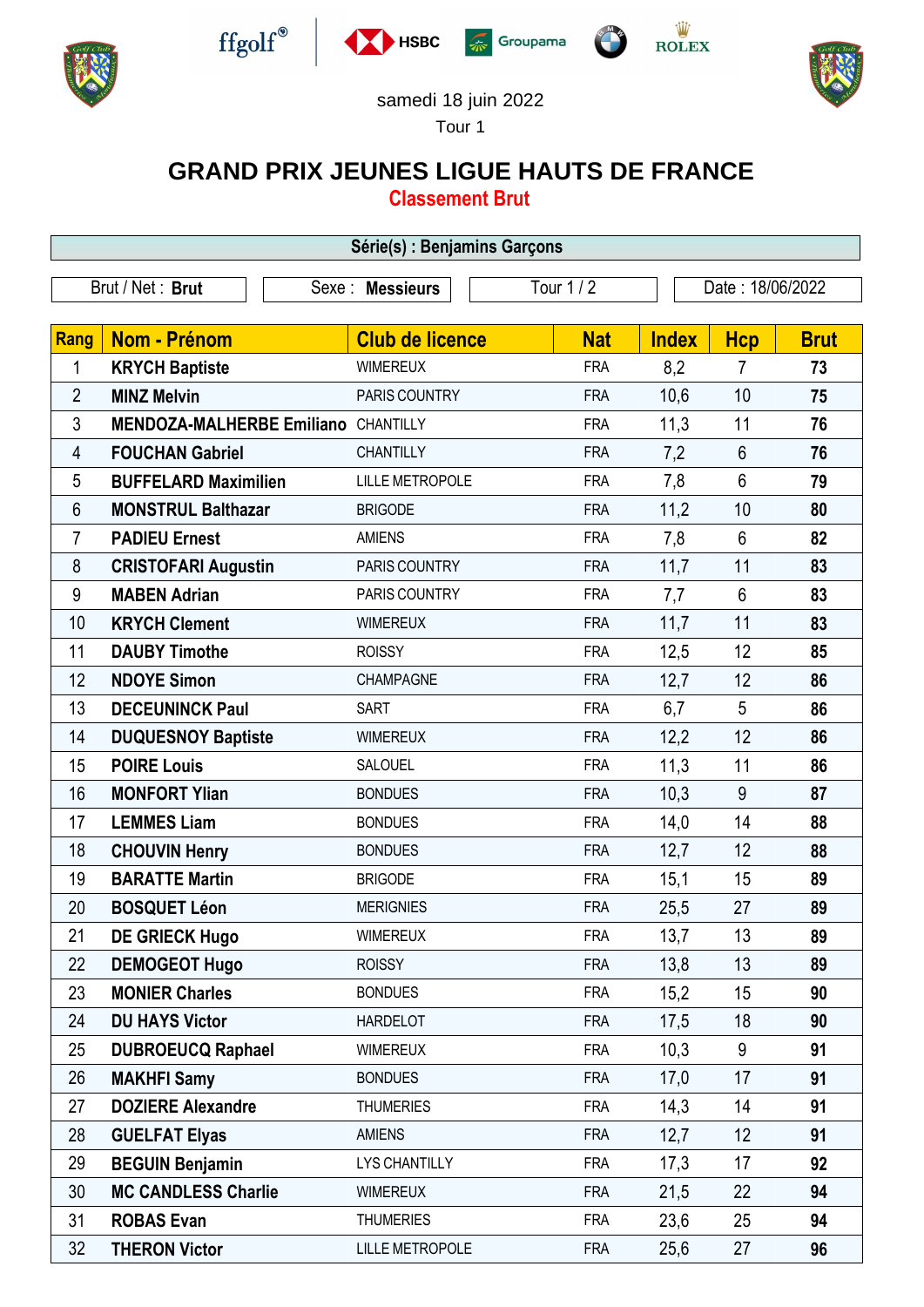samedi 18 juin 2022

Tour 1

# GRAND PRIX JEUNES LIGUE HAUTS DE FRANCE

## Classement Brut

**Série(s) : Benjamins Garçons**

| Brut / Net : **Brut** | Sexe : **Messieurs** | Tour 1 / 2 | Date : 18/06/2022 |
|---|---|---|---|

| Rang | Nom - Prénom | Club de licence | Nat | Index | Hcp | Brut |
|---|---|---|---|---|---|---|
| 1 | **KRYCH Baptiste** | WIMEREUX | FRA | 8,2 | 7 | **73** |
| 2 | **MINZ Melvin** | PARIS COUNTRY | FRA | 10,6 | 10 | **75** |
| 3 | **MENDOZA-MALHERBE Emiliano** | CHANTILLY | FRA | 11,3 | 11 | **76** |
| 4 | **FOUCHAN Gabriel** | CHANTILLY | FRA | 7,2 | 6 | **76** |
| 5 | **BUFFELARD Maximilien** | LILLE METROPOLE | FRA | 7,8 | 6 | **79** |
| 6 | **MONSTRUL Balthazar** | BRIGODE | FRA | 11,2 | 10 | **80** |
| 7 | **PADIEU Ernest** | AMIENS | FRA | 7,8 | 6 | **82** |
| 8 | **CRISTOFARI Augustin** | PARIS COUNTRY | FRA | 11,7 | 11 | **83** |
| 9 | **MABEN Adrian** | PARIS COUNTRY | FRA | 7,7 | 6 | **83** |
| 10 | **KRYCH Clement** | WIMEREUX | FRA | 11,7 | 11 | **83** |
| 11 | **DAUBY Timothe** | ROISSY | FRA | 12,5 | 12 | **85** |
| 12 | **NDOYE Simon** | CHAMPAGNE | FRA | 12,7 | 12 | **86** |
| 13 | **DECEUNINCK Paul** | SART | FRA | 6,7 | 5 | **86** |
| 14 | **DUQUESNOY Baptiste** | WIMEREUX | FRA | 12,2 | 12 | **86** |
| 15 | **POIRE Louis** | SALOUEL | FRA | 11,3 | 11 | **86** |
| 16 | **MONFORT Ylian** | BONDUES | FRA | 10,3 | 9 | **87** |
| 17 | **LEMMES Liam** | BONDUES | FRA | 14,0 | 14 | **88** |
| 18 | **CHOUVIN Henry** | BONDUES | FRA | 12,7 | 12 | **88** |
| 19 | **BARATTE Martin** | BRIGODE | FRA | 15,1 | 15 | **89** |
| 20 | **BOSQUET Léon** | MERIGNIES | FRA | 25,5 | 27 | **89** |
| 21 | **DE GRIECK Hugo** | WIMEREUX | FRA | 13,7 | 13 | **89** |
| 22 | **DEMOGEOT Hugo** | ROISSY | FRA | 13,8 | 13 | **89** |
| 23 | **MONIER Charles** | BONDUES | FRA | 15,2 | 15 | **90** |
| 24 | **DU HAYS Victor** | HARDELOT | FRA | 17,5 | 18 | **90** |
| 25 | **DUBROEUCQ Raphael** | WIMEREUX | FRA | 10,3 | 9 | **91** |
| 26 | **MAKHFI Samy** | BONDUES | FRA | 17,0 | 17 | **91** |
| 27 | **DOZIERE Alexandre** | THUMERIES | FRA | 14,3 | 14 | **91** |
| 28 | **GUELFAT Elyas** | AMIENS | FRA | 12,7 | 12 | **91** |
| 29 | **BEGUIN Benjamin** | LYS CHANTILLY | FRA | 17,3 | 17 | **92** |
| 30 | **MC CANDLESS Charlie** | WIMEREUX | FRA | 21,5 | 22 | **94** |
| 31 | **ROBAS Evan** | THUMERIES | FRA | 23,6 | 25 | **94** |
| 32 | **THERON Victor** | LILLE METROPOLE | FRA | 25,6 | 27 | **96** |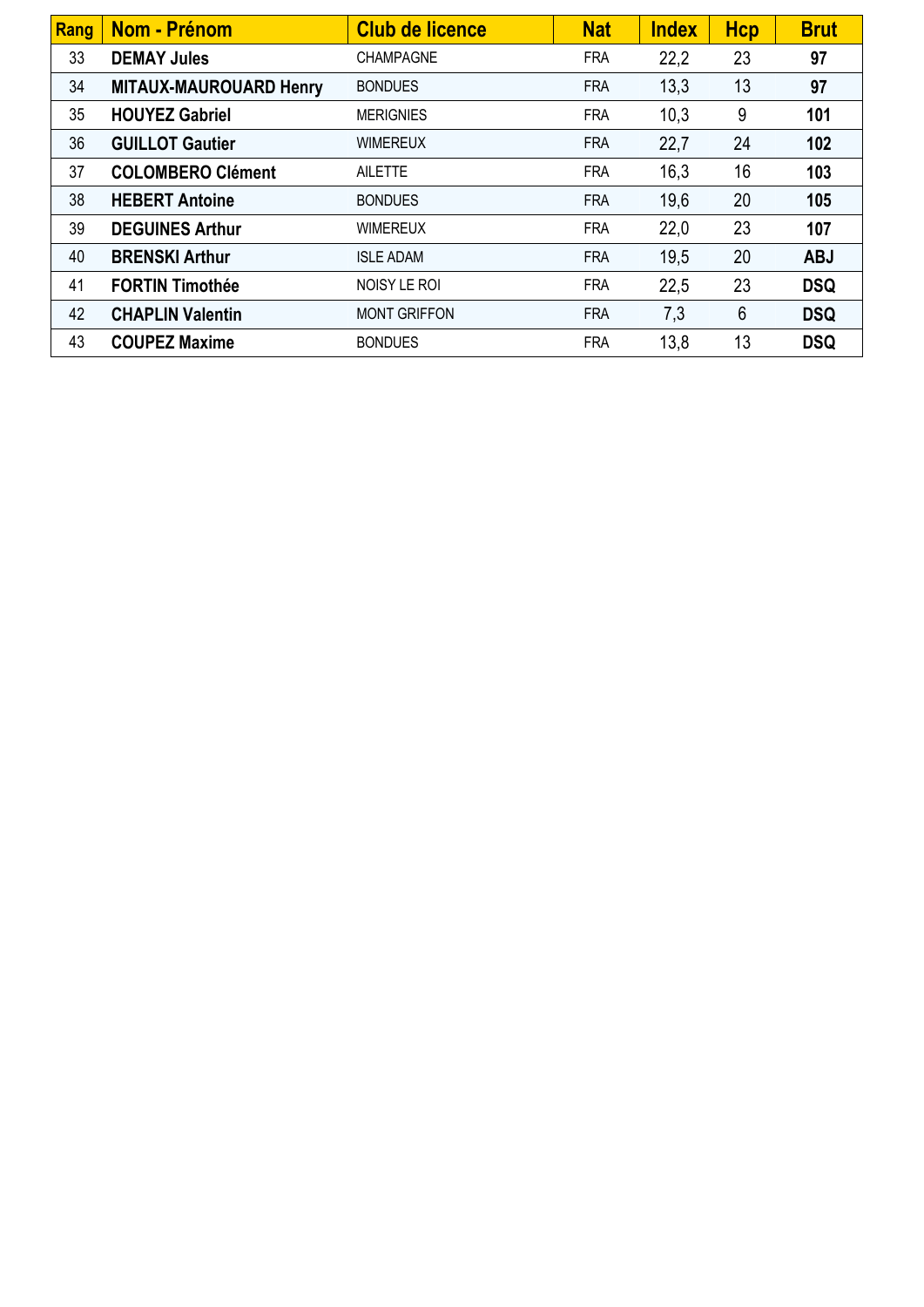| Rang | Nom - Prénom | Club de licence | Nat | Index | Hcp | Brut |
|---|---|---|---|---|---|---|
| 33 | **DEMAY Jules** | CHAMPAGNE | FRA | 22,2 | 23 | **97** |
| 34 | **MITAUX-MAUROUARD Henry** | BONDUES | FRA | 13,3 | 13 | **97** |
| 35 | **HOUYEZ Gabriel** | MERIGNIES | FRA | 10,3 | 9 | **101** |
| 36 | **GUILLOT Gautier** | WIMEREUX | FRA | 22,7 | 24 | **102** |
| 37 | **COLOMBERO Clément** | AILETTE | FRA | 16,3 | 16 | **103** |
| 38 | **HEBERT Antoine** | BONDUES | FRA | 19,6 | 20 | **105** |
| 39 | **DEGUINES Arthur** | WIMEREUX | FRA | 22,0 | 23 | **107** |
| 40 | **BRENSKI Arthur** | ISLE ADAM | FRA | 19,5 | 20 | **ABJ** |
| 41 | **FORTIN Timothée** | NOISY LE ROI | FRA | 22,5 | 23 | **DSQ** |
| 42 | **CHAPLIN Valentin** | MONT GRIFFON | FRA | 7,3 | 6 | **DSQ** |
| 43 | **COUPEZ Maxime** | BONDUES | FRA | 13,8 | 13 | **DSQ** |